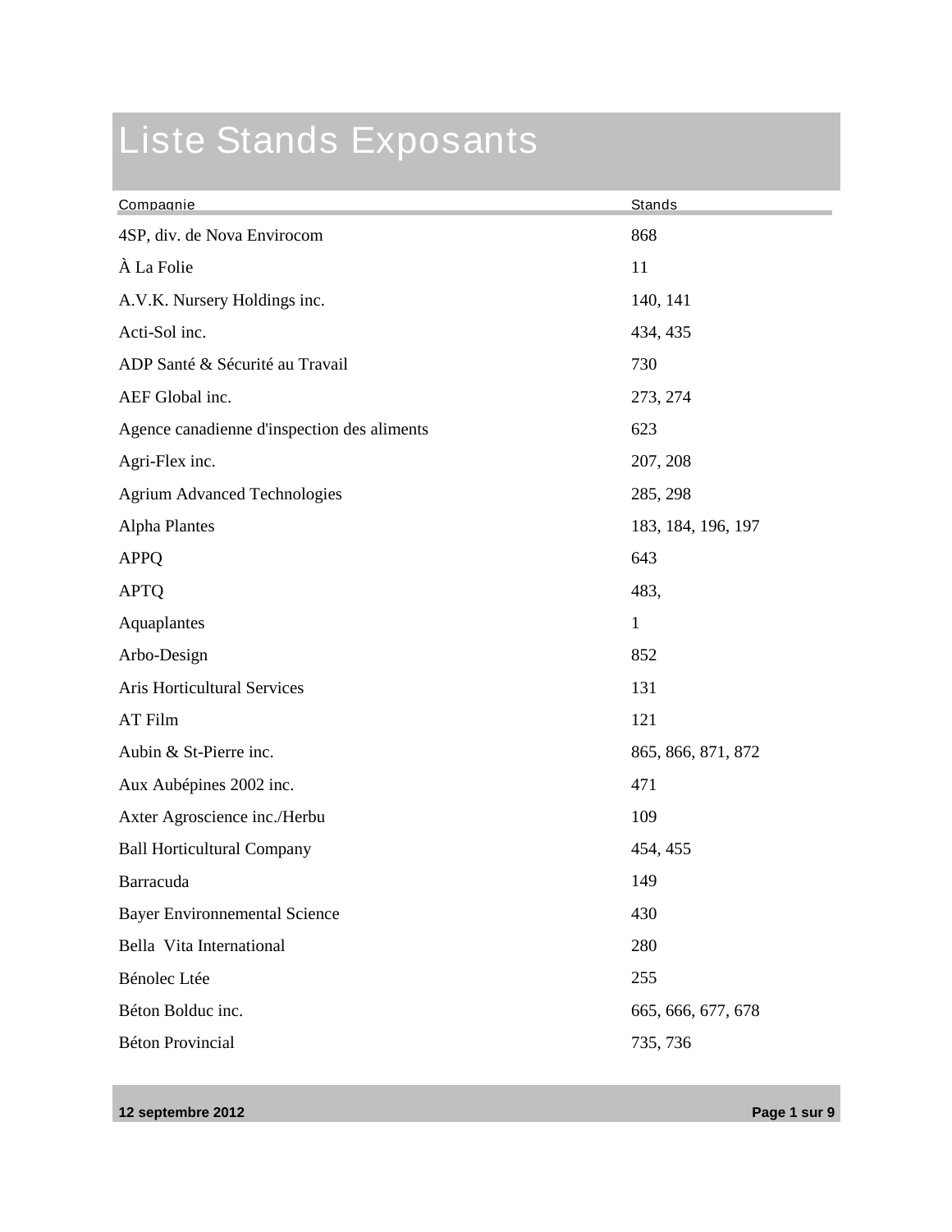# Liste Stands Exposants

| Compagnie | Stands |
|---|---|
| 4SP, div. de Nova Envirocom | 868 |
| À La Folie | 11 |
| A.V.K. Nursery Holdings inc. | 140, 141 |
| Acti-Sol inc. | 434, 435 |
| ADP Santé & Sécurité au Travail | 730 |
| AEF Global inc. | 273, 274 |
| Agence canadienne d'inspection des aliments | 623 |
| Agri-Flex inc. | 207, 208 |
| Agrium Advanced Technologies | 285, 298 |
| Alpha Plantes | 183, 184, 196, 197 |
| APPQ | 643 |
| APTQ | 483, |
| Aquaplantes | 1 |
| Arbo-Design | 852 |
| Aris Horticultural Services | 131 |
| AT Film | 121 |
| Aubin & St-Pierre inc. | 865, 866, 871, 872 |
| Aux Aubépines 2002 inc. | 471 |
| Axter Agroscience inc./Herbu | 109 |
| Ball Horticultural Company | 454, 455 |
| Barracuda | 149 |
| Bayer Environnemental Science | 430 |
| Bella Vita International | 280 |
| Bénolec Ltée | 255 |
| Béton Bolduc inc. | 665, 666, 677, 678 |
| Béton Provincial | 735, 736 |

12 septembre 2012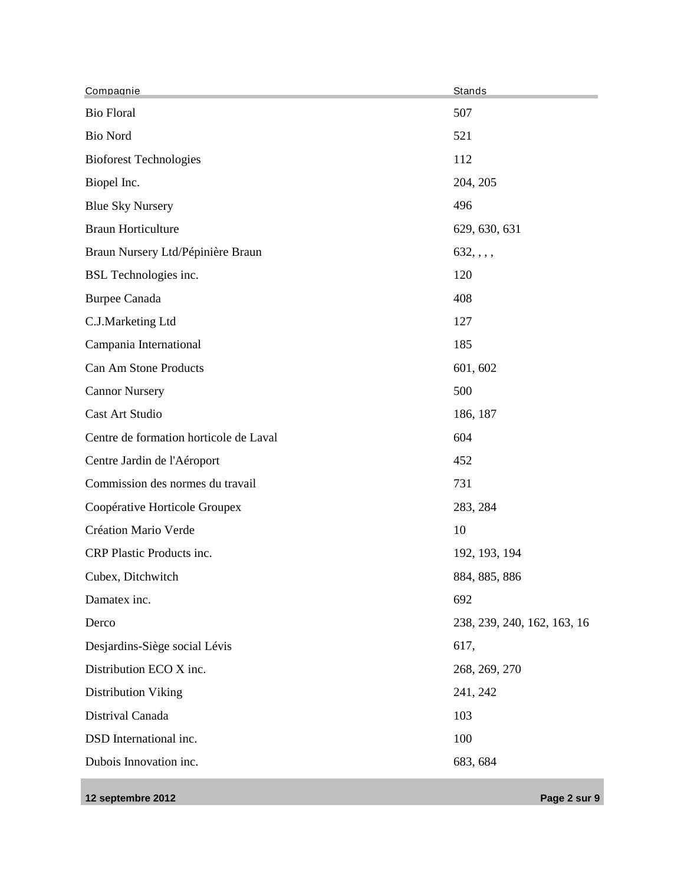| Compagnie | Stands |
| --- | --- |
| Bio Floral | 507 |
| Bio Nord | 521 |
| Bioforest Technologies | 112 |
| Biopel Inc. | 204, 205 |
| Blue Sky Nursery | 496 |
| Braun Horticulture | 629, 630, 631 |
| Braun Nursery Ltd/Pépinière Braun | 632, , , , |
| BSL Technologies inc. | 120 |
| Burpee Canada | 408 |
| C.J.Marketing Ltd | 127 |
| Campania International | 185 |
| Can Am Stone Products | 601, 602 |
| Cannor Nursery | 500 |
| Cast Art Studio | 186, 187 |
| Centre de formation horticole de Laval | 604 |
| Centre Jardin de l'Aéroport | 452 |
| Commission des normes du travail | 731 |
| Coopérative Horticole Groupex | 283, 284 |
| Création Mario Verde | 10 |
| CRP Plastic Products inc. | 192, 193, 194 |
| Cubex, Ditchwitch | 884, 885, 886 |
| Damatex inc. | 692 |
| Derco | 238, 239, 240, 162, 163, 16 |
| Desjardins-Siège social Lévis | 617, |
| Distribution ECO X inc. | 268, 269, 270 |
| Distribution Viking | 241, 242 |
| Distrival Canada | 103 |
| DSD International inc. | 100 |
| Dubois Innovation inc. | 683, 684 |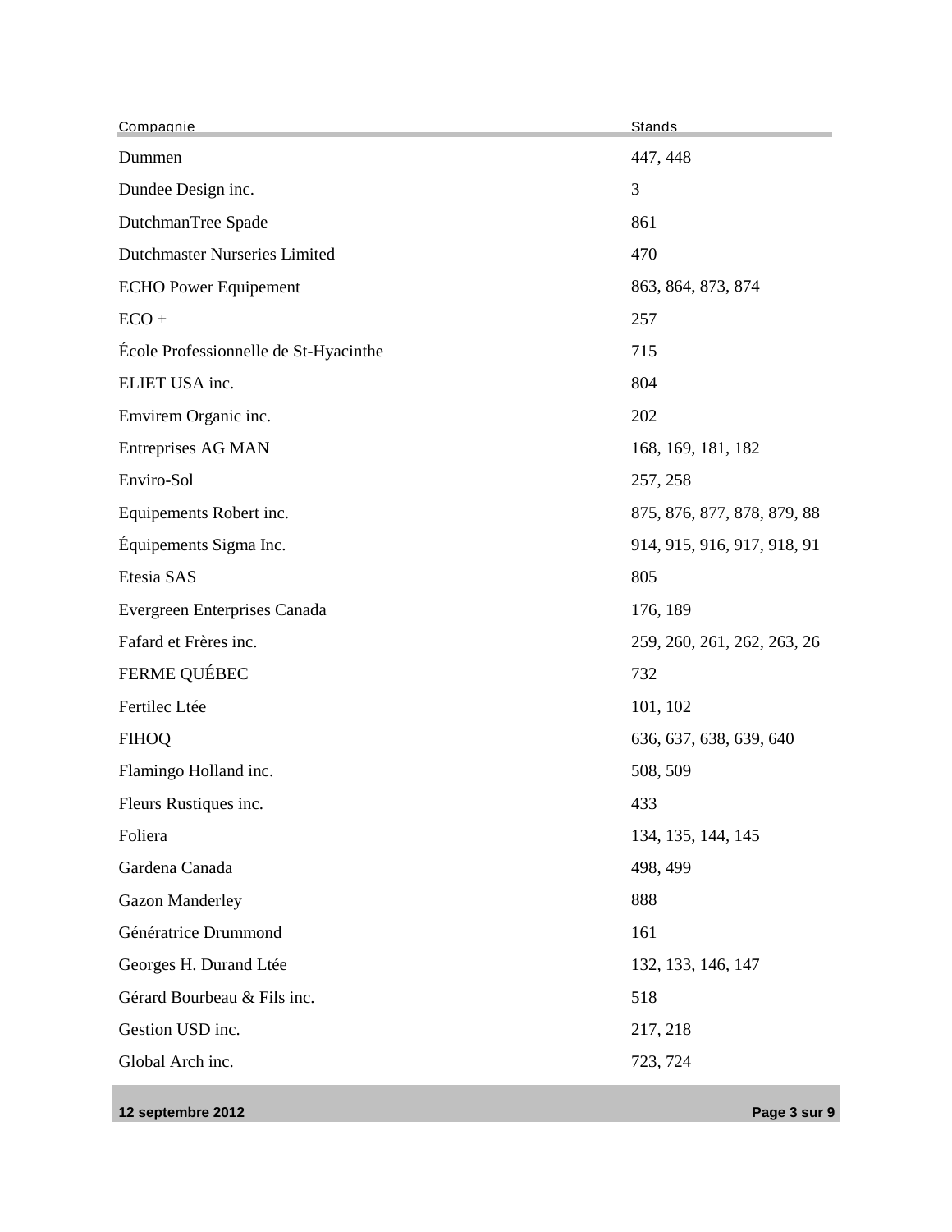| Compagnie | Stands |
| --- | --- |
| Dummen | 447, 448 |
| Dundee Design inc. | 3 |
| DutchmanTree Spade | 861 |
| Dutchmaster Nurseries Limited | 470 |
| ECHO Power Equipement | 863, 864, 873, 874 |
| ECO + | 257 |
| École Professionnelle de St-Hyacinthe | 715 |
| ELIET USA inc. | 804 |
| Emvirem Organic inc. | 202 |
| Entreprises AG MAN | 168, 169, 181, 182 |
| Enviro-Sol | 257, 258 |
| Equipements Robert inc. | 875, 876, 877, 878, 879, 88 |
| Équipements Sigma Inc. | 914, 915, 916, 917, 918, 91 |
| Etesia SAS | 805 |
| Evergreen Enterprises Canada | 176, 189 |
| Fafard et Frères inc. | 259, 260, 261, 262, 263, 26 |
| FERME QUÉBEC | 732 |
| Fertilec Ltée | 101, 102 |
| FIHOQ | 636, 637, 638, 639, 640 |
| Flamingo Holland inc. | 508, 509 |
| Fleurs Rustiques inc. | 433 |
| Foliera | 134, 135, 144, 145 |
| Gardena Canada | 498, 499 |
| Gazon Manderley | 888 |
| Génératrice Drummond | 161 |
| Georges H. Durand Ltée | 132, 133, 146, 147 |
| Gérard Bourbeau & Fils inc. | 518 |
| Gestion USD inc. | 217, 218 |
| Global Arch inc. | 723, 724 |

12 septembre 2012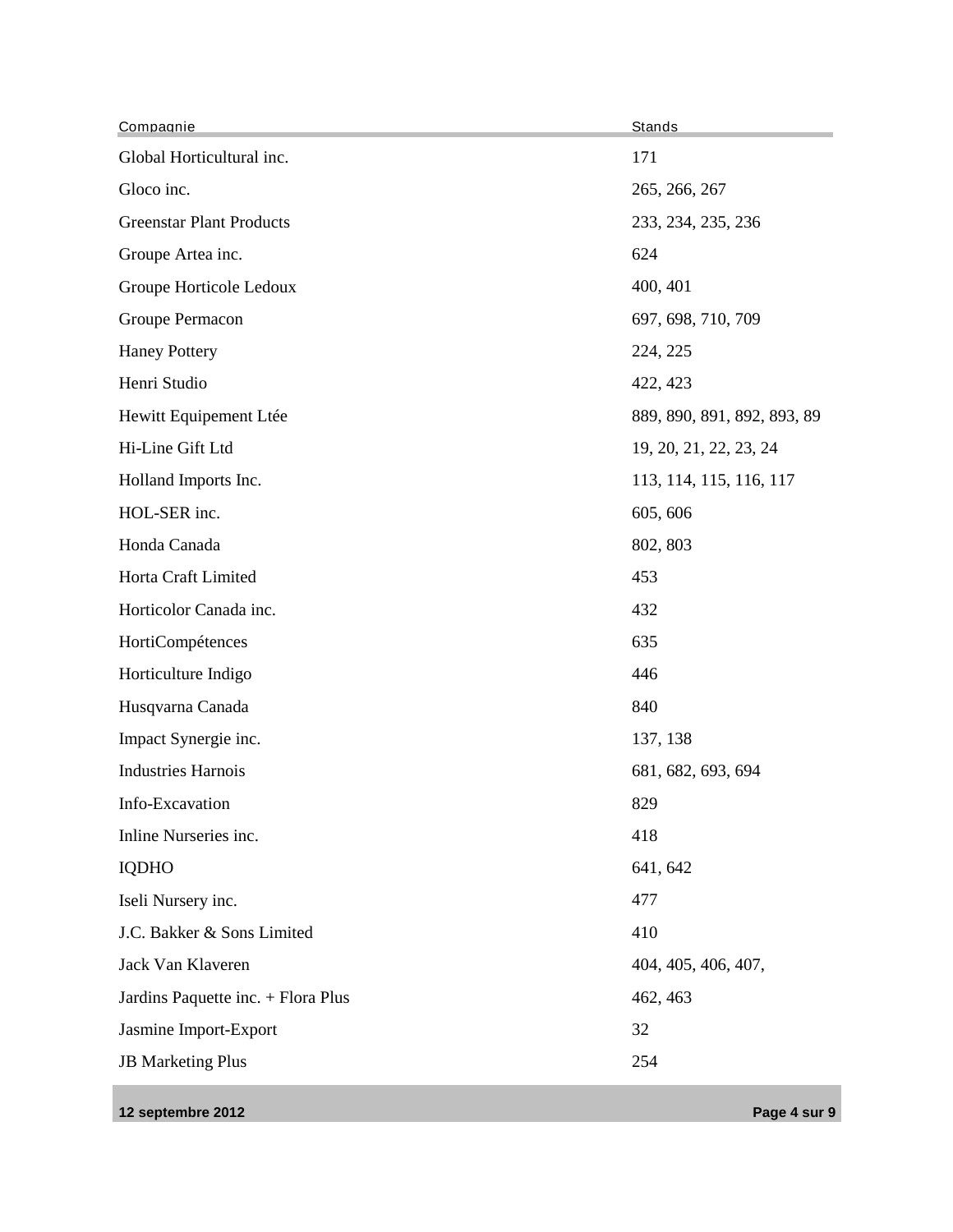| Compagnie | Stands |
| --- | --- |
| Global Horticultural inc. | 171 |
| Gloco inc. | 265, 266, 267 |
| Greenstar Plant Products | 233, 234, 235, 236 |
| Groupe Artea inc. | 624 |
| Groupe Horticole Ledoux | 400, 401 |
| Groupe Permacon | 697, 698, 710, 709 |
| Haney Pottery | 224, 225 |
| Henri Studio | 422, 423 |
| Hewitt Equipement Ltée | 889, 890, 891, 892, 893, 89 |
| Hi-Line Gift Ltd | 19, 20, 21, 22, 23, 24 |
| Holland Imports Inc. | 113, 114, 115, 116, 117 |
| HOL-SER inc. | 605, 606 |
| Honda Canada | 802, 803 |
| Horta Craft Limited | 453 |
| Horticolor Canada inc. | 432 |
| HortiCompétences | 635 |
| Horticulture Indigo | 446 |
| Husqvarna Canada | 840 |
| Impact Synergie inc. | 137, 138 |
| Industries Harnois | 681, 682, 693, 694 |
| Info-Excavation | 829 |
| Inline Nurseries inc. | 418 |
| IQDHO | 641, 642 |
| Iseli Nursery inc. | 477 |
| J.C. Bakker & Sons Limited | 410 |
| Jack Van Klaveren | 404, 405, 406, 407, |
| Jardins Paquette inc. + Flora Plus | 462, 463 |
| Jasmine Import-Export | 32 |
| JB Marketing Plus | 254 |

12 septembre 2012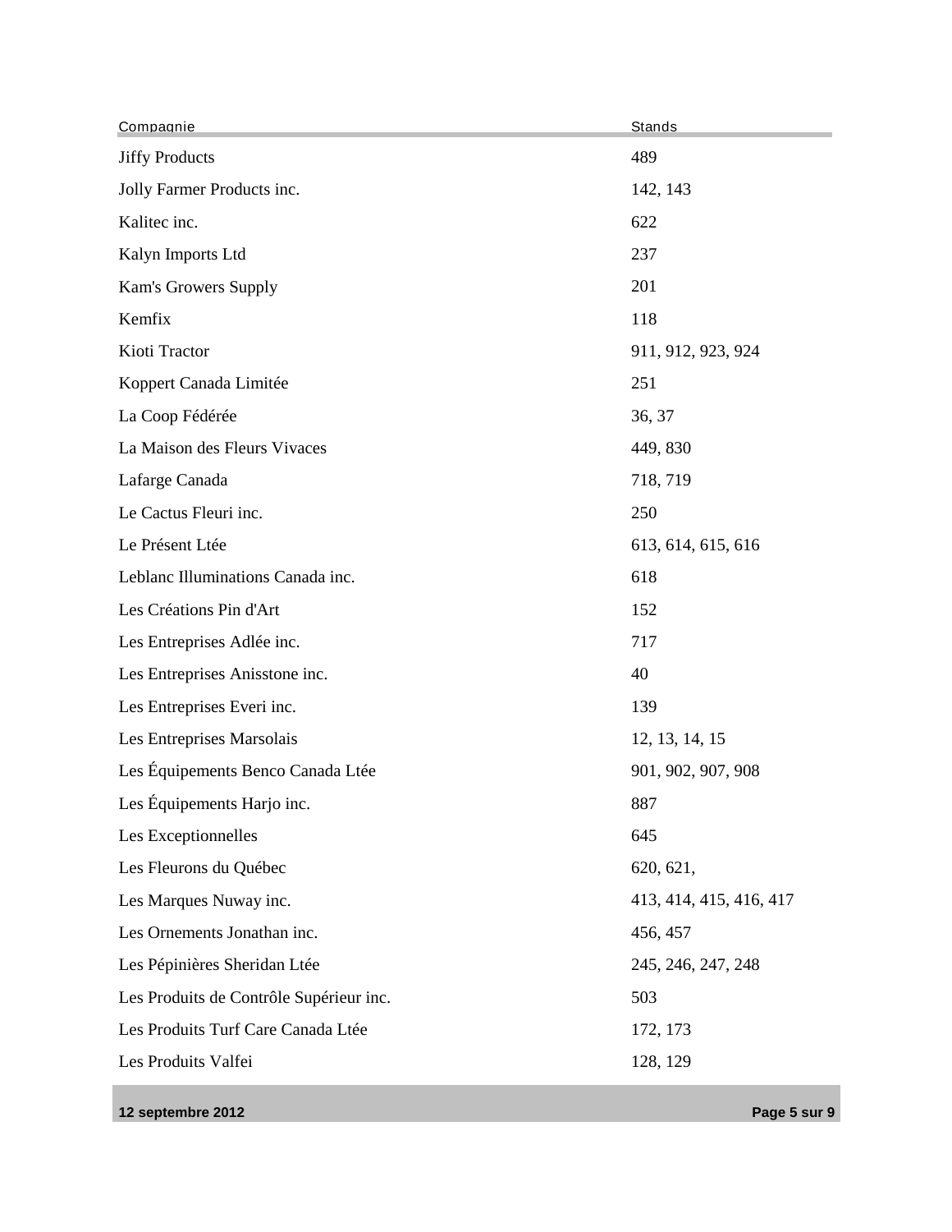| Compagnie | Stands |
|---|---|
| Jiffy Products | 489 |
| Jolly Farmer Products inc. | 142, 143 |
| Kalitec inc. | 622 |
| Kalyn Imports Ltd | 237 |
| Kam's Growers Supply | 201 |
| Kemfix | 118 |
| Kioti Tractor | 911, 912, 923, 924 |
| Koppert Canada Limitée | 251 |
| La Coop Fédérée | 36, 37 |
| La Maison des Fleurs Vivaces | 449, 830 |
| Lafarge Canada | 718, 719 |
| Le Cactus Fleuri inc. | 250 |
| Le Présent Ltée | 613, 614, 615, 616 |
| Leblanc Illuminations Canada inc. | 618 |
| Les Créations Pin d'Art | 152 |
| Les Entreprises Adlée inc. | 717 |
| Les Entreprises Anisstone inc. | 40 |
| Les Entreprises Everi inc. | 139 |
| Les Entreprises Marsolais | 12, 13, 14, 15 |
| Les Équipements Benco Canada Ltée | 901, 902, 907, 908 |
| Les Équipements Harjo inc. | 887 |
| Les Exceptionnelles | 645 |
| Les Fleurons du Québec | 620, 621, |
| Les Marques Nuway inc. | 413, 414, 415, 416, 417 |
| Les Ornements Jonathan inc. | 456, 457 |
| Les Pépinières Sheridan Ltée | 245, 246, 247, 248 |
| Les Produits de Contrôle Supérieur inc. | 503 |
| Les Produits Turf Care Canada Ltée | 172, 173 |
| Les Produits Valfei | 128, 129 |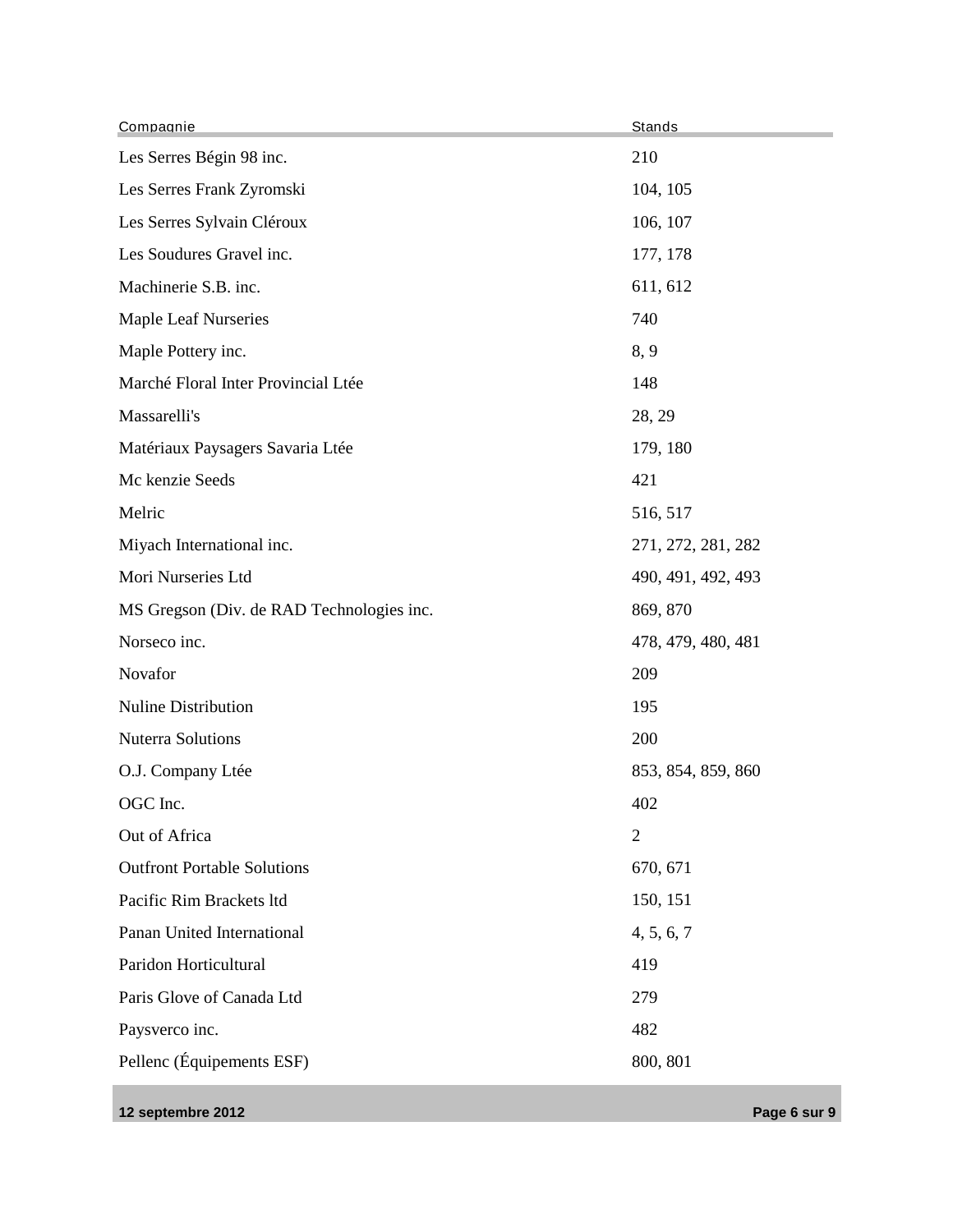| Compagnie | Stands |
| --- | --- |
| Les Serres Bégin 98 inc. | 210 |
| Les Serres Frank Zyromski | 104, 105 |
| Les Serres Sylvain Cléroux | 106, 107 |
| Les Soudures Gravel inc. | 177, 178 |
| Machinerie S.B. inc. | 611, 612 |
| Maple Leaf Nurseries | 740 |
| Maple Pottery inc. | 8, 9 |
| Marché Floral Inter Provincial Ltée | 148 |
| Massarelli's | 28, 29 |
| Matériaux Paysagers Savaria Ltée | 179, 180 |
| Mc kenzie Seeds | 421 |
| Melric | 516, 517 |
| Miyach International inc. | 271, 272, 281, 282 |
| Mori Nurseries Ltd | 490, 491, 492, 493 |
| MS Gregson (Div. de RAD Technologies inc. | 869, 870 |
| Norseco inc. | 478, 479, 480, 481 |
| Novafor | 209 |
| Nuline Distribution | 195 |
| Nuterra Solutions | 200 |
| O.J. Company Ltée | 853, 854, 859, 860 |
| OGC Inc. | 402 |
| Out of Africa | 2 |
| Outfront Portable Solutions | 670, 671 |
| Pacific Rim Brackets ltd | 150, 151 |
| Panan United International | 4, 5, 6, 7 |
| Paridon Horticultural | 419 |
| Paris Glove of Canada Ltd | 279 |
| Paysverco inc. | 482 |
| Pellenc (Équipements ESF) | 800, 801 |

12 septembre 2012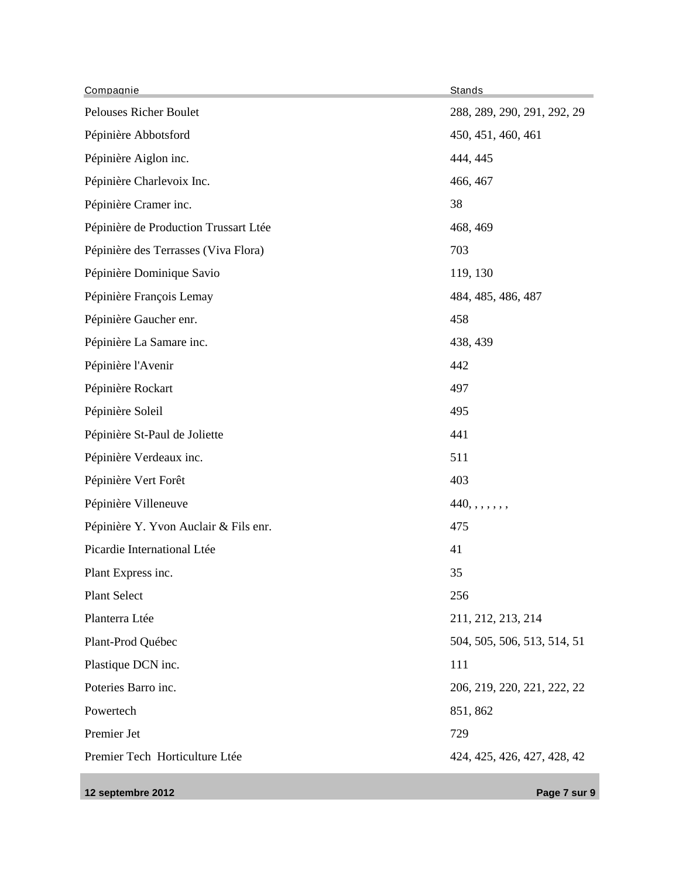| Compagnie | Stands |
|---|---|
| Pelouses Richer Boulet | 288, 289, 290, 291, 292, 29 |
| Pépinière Abbotsford | 450, 451, 460, 461 |
| Pépinière Aiglon inc. | 444, 445 |
| Pépinière Charlevoix Inc. | 466, 467 |
| Pépinière Cramer inc. | 38 |
| Pépinière de Production Trussart Ltée | 468, 469 |
| Pépinière des Terrasses (Viva Flora) | 703 |
| Pépinière Dominique Savio | 119, 130 |
| Pépinière François Lemay | 484, 485, 486, 487 |
| Pépinière Gaucher enr. | 458 |
| Pépinière La Samare inc. | 438, 439 |
| Pépinière l'Avenir | 442 |
| Pépinière Rockart | 497 |
| Pépinière Soleil | 495 |
| Pépinière St-Paul de Joliette | 441 |
| Pépinière Verdeaux inc. | 511 |
| Pépinière Vert Forêt | 403 |
| Pépinière Villeneuve | 440, , , , , , , |
| Pépinière Y. Yvon Auclair & Fils enr. | 475 |
| Picardie International Ltée | 41 |
| Plant Express inc. | 35 |
| Plant Select | 256 |
| Planterra Ltée | 211, 212, 213, 214 |
| Plant-Prod Québec | 504, 505, 506, 513, 514, 51 |
| Plastique DCN inc. | 111 |
| Poteries Barro inc. | 206, 219, 220, 221, 222, 22 |
| Powertech | 851, 862 |
| Premier Jet | 729 |
| Premier Tech Horticulture Ltée | 424, 425, 426, 427, 428, 42 |

12 septembre 2012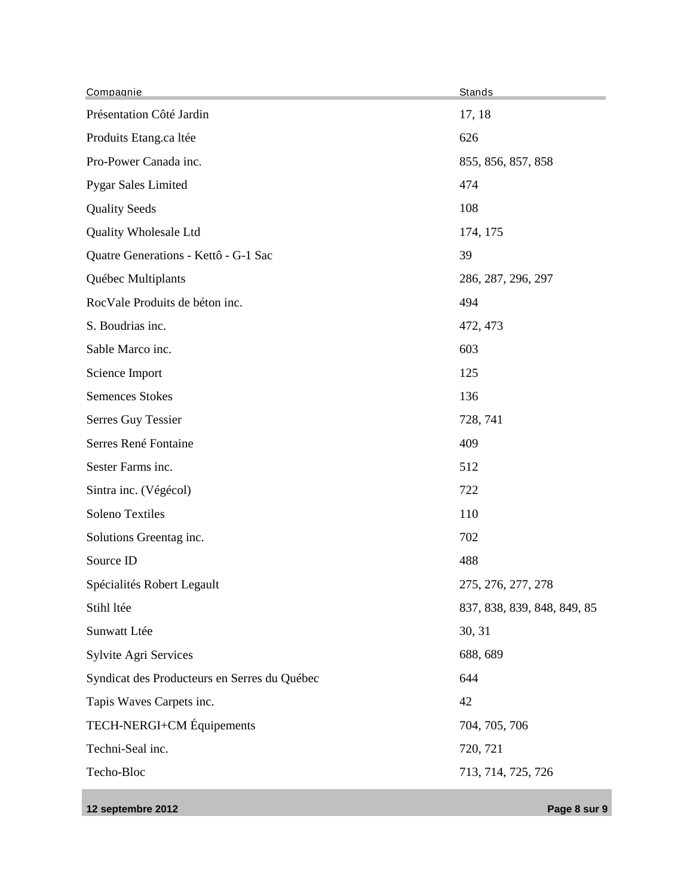| Compagnie | Stands |
| --- | --- |
| Présentation Côté Jardin | 17, 18 |
| Produits Etang.ca ltée | 626 |
| Pro-Power Canada inc. | 855, 856, 857, 858 |
| Pygar Sales Limited | 474 |
| Quality Seeds | 108 |
| Quality Wholesale Ltd | 174, 175 |
| Quatre Generations - Kettô - G-1 Sac | 39 |
| Québec Multiplants | 286, 287, 296, 297 |
| RocVale Produits de béton inc. | 494 |
| S. Boudrias inc. | 472, 473 |
| Sable Marco inc. | 603 |
| Science Import | 125 |
| Semences Stokes | 136 |
| Serres Guy Tessier | 728, 741 |
| Serres René Fontaine | 409 |
| Sester Farms inc. | 512 |
| Sintra inc. (Végécol) | 722 |
| Soleno Textiles | 110 |
| Solutions Greentag inc. | 702 |
| Source ID | 488 |
| Spécialités Robert Legault | 275, 276, 277, 278 |
| Stihl ltée | 837, 838, 839, 848, 849, 85 |
| Sunwatt Ltée | 30, 31 |
| Sylvite Agri Services | 688, 689 |
| Syndicat des Producteurs en Serres du Québec | 644 |
| Tapis Waves Carpets inc. | 42 |
| TECH-NERGI+CM Équipements | 704, 705, 706 |
| Techni-Seal inc. | 720, 721 |
| Techo-Bloc | 713, 714, 725, 726 |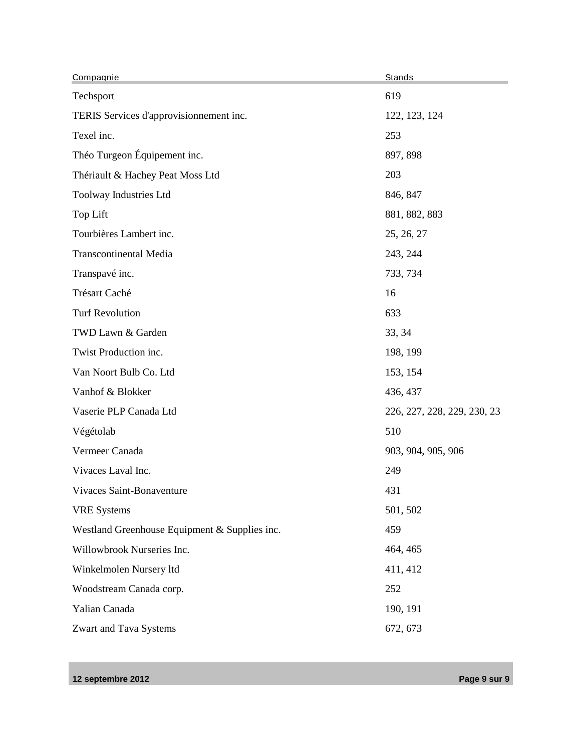| Compagnie | Stands |
| --- | --- |
| Techsport | 619 |
| TERIS Services d'approvisionnement inc. | 122, 123, 124 |
| Texel inc. | 253 |
| Théo Turgeon Équipement inc. | 897, 898 |
| Thériault & Hachey Peat Moss Ltd | 203 |
| Toolway Industries Ltd | 846, 847 |
| Top Lift | 881, 882, 883 |
| Tourbières Lambert inc. | 25, 26, 27 |
| Transcontinental Media | 243, 244 |
| Transpavé inc. | 733, 734 |
| Trésart Caché | 16 |
| Turf Revolution | 633 |
| TWD Lawn & Garden | 33, 34 |
| Twist Production inc. | 198, 199 |
| Van Noort Bulb Co. Ltd | 153, 154 |
| Vanhof & Blokker | 436, 437 |
| Vaserie PLP Canada Ltd | 226, 227, 228, 229, 230, 23 |
| Végétolab | 510 |
| Vermeer Canada | 903, 904, 905, 906 |
| Vivaces Laval Inc. | 249 |
| Vivaces Saint-Bonaventure | 431 |
| VRE Systems | 501, 502 |
| Westland Greenhouse Equipment & Supplies inc. | 459 |
| Willowbrook Nurseries Inc. | 464, 465 |
| Winkelmolen Nursery ltd | 411, 412 |
| Woodstream Canada corp. | 252 |
| Yalian Canada | 190, 191 |
| Zwart and Tava Systems | 672, 673 |

12 septembre 2012